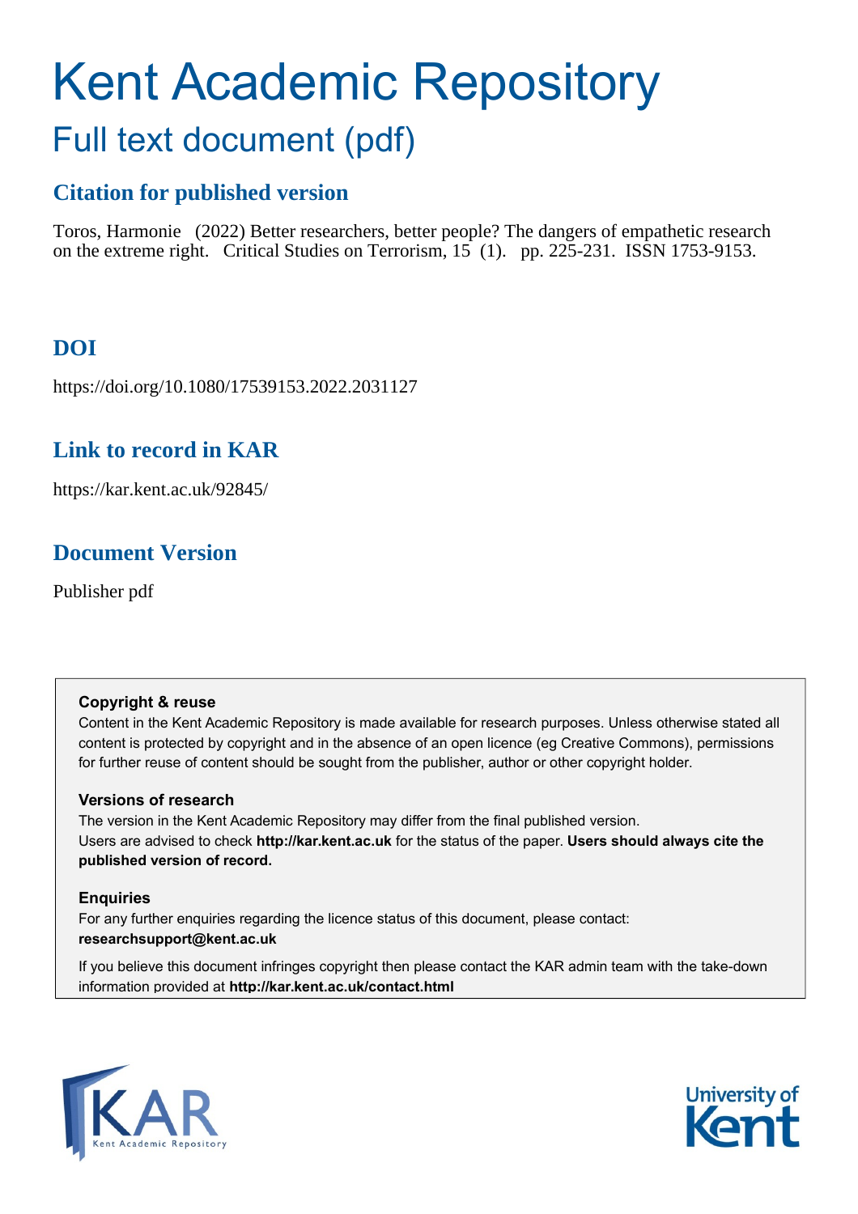# Kent Academic Repository

## Full text document (pdf)

### Citation for published version

Toros, Harmonie (2022) Better researchers, better people? The dangers of empathetic research on the extreme right. Critical Studies on Terrorism, 15 (1). pp. 225-231. ISSN 1753-9153.

### DOI

https://doi.org/10.1080/17539153.2022.2031127

### Link to record in KAR

https://kar.kent.ac.uk/92845/

### Document Version

Publisher pdf

**Copyright & reuse**

Content in the Kent Academic Repository is made available for research purposes. Unless otherwise stated all content is protected by copyright and in the absence of an open licence (eg Creative Commons), permissions for further reuse of content should be sought from the publisher, author or other copyright holder.

**Versions of research**

The version in the Kent Academic Repository may differ from the final published version.
Users are advised to check **http://kar.kent.ac.uk** for the status of the paper. **Users should always cite the published version of record.**

**Enquiries**

For any further enquiries regarding the licence status of this document, please contact:
**researchsupport@kent.ac.uk**

If you believe this document infringes copyright then please contact the KAR admin team with the take-down information provided at **http://kar.kent.ac.uk/contact.html**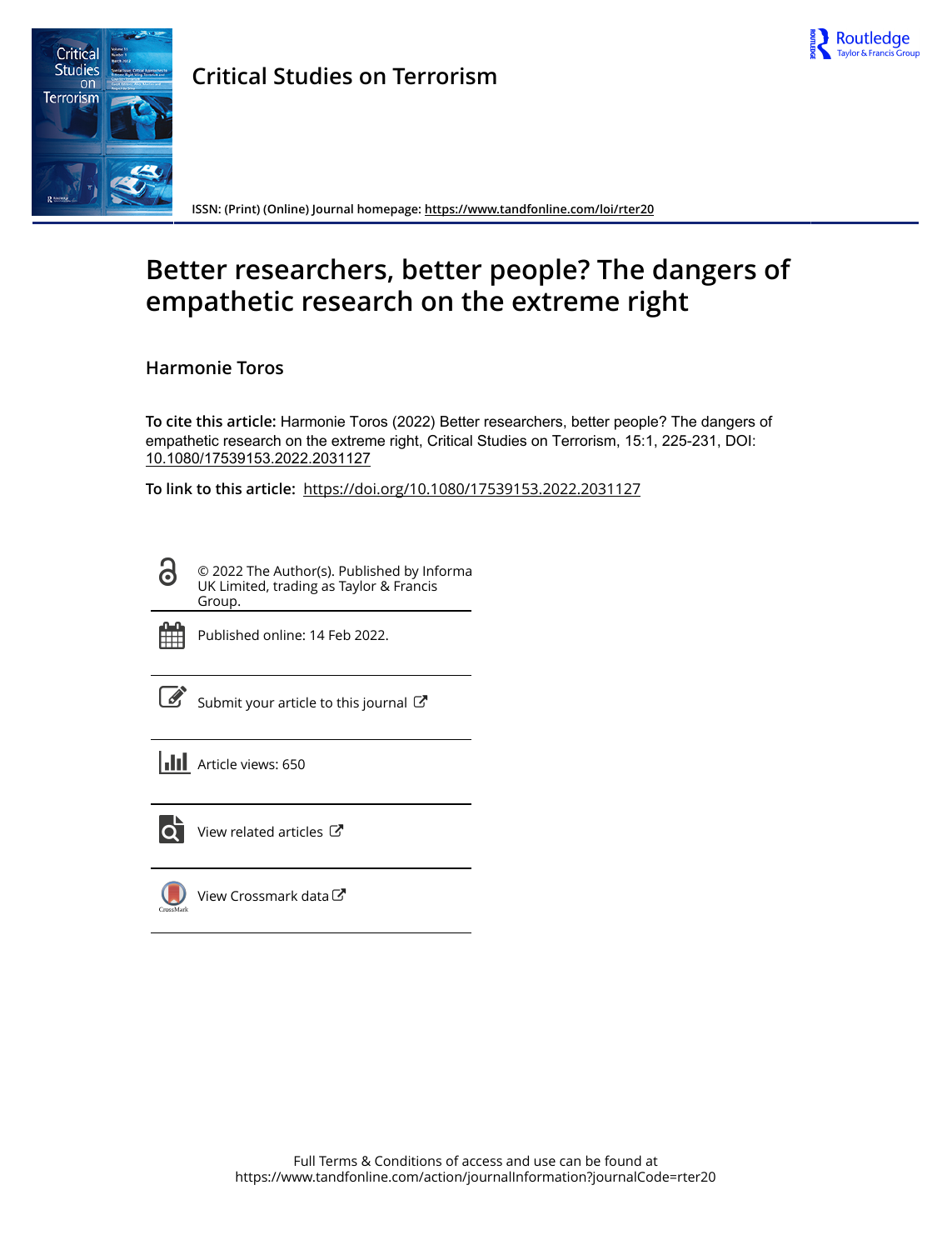# Critical Studies on Terrorism

ISSN: (Print) (Online) Journal homepage: https://www.tandfonline.com/loi/rter20

# Better researchers, better people? The dangers of empathetic research on the extreme right

## Harmonie Toros

**To cite this article:** Harmonie Toros (2022) Better researchers, better people? The dangers of empathetic research on the extreme right, Critical Studies on Terrorism, 15:1, 225-231, DOI: 10.1080/17539153.2022.2031127

**To link to this article:** https://doi.org/10.1080/17539153.2022.2031127

© 2022 The Author(s). Published by Informa UK Limited, trading as Taylor & Francis Group.

Published online: 14 Feb 2022.

Submit your article to this journal

Article views: 650

View related articles

View Crossmark data

Full Terms & Conditions of access and use can be found at https://www.tandfonline.com/action/journalInformation?journalCode=rter20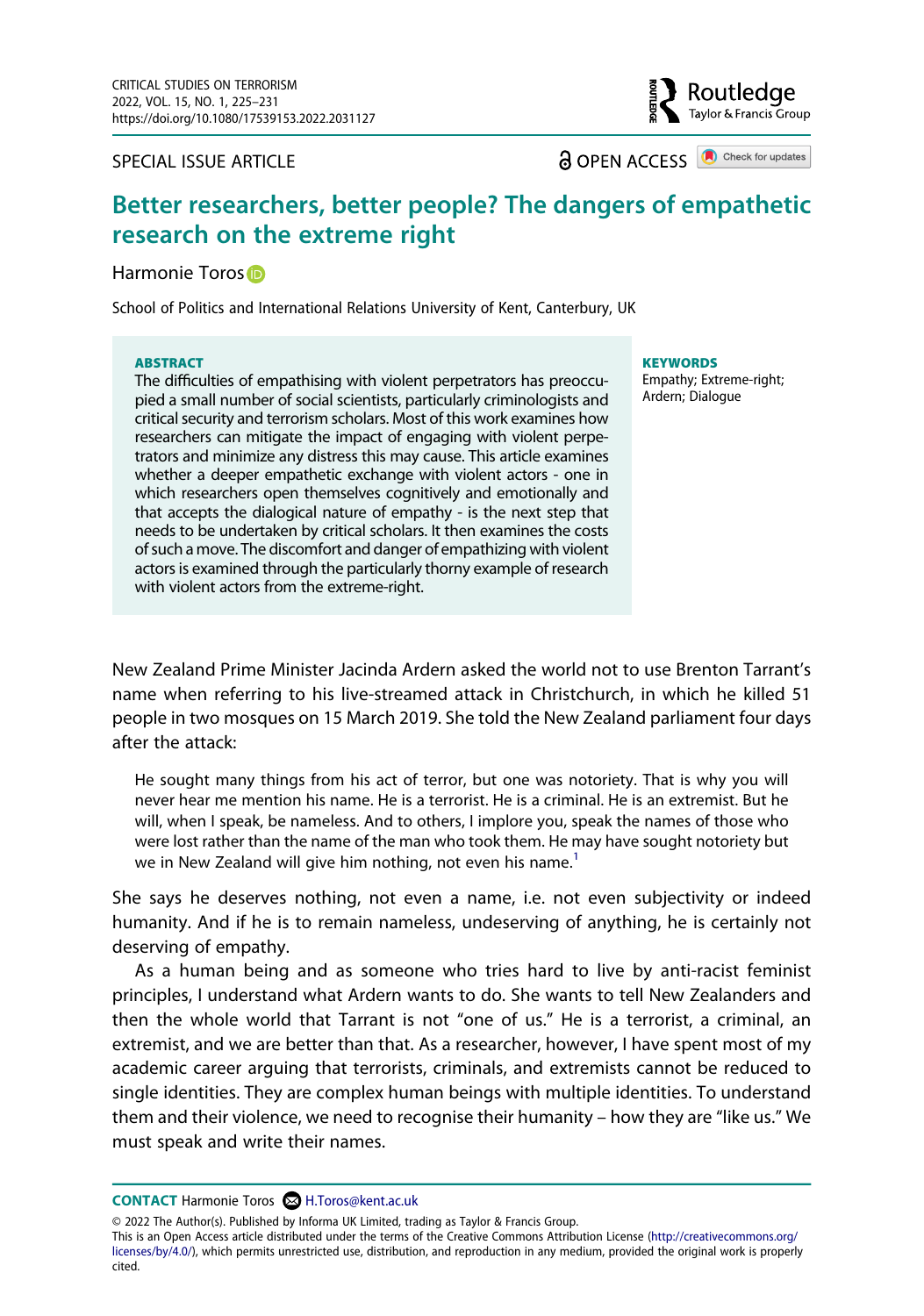SPECIAL ISSUE ARTICLE

OPEN ACCESS

# Better researchers, better people? The dangers of empathetic research on the extreme right

Harmonie Toros

School of Politics and International Relations University of Kent, Canterbury, UK

**ABSTRACT**

The difficulties of empathising with violent perpetrators has preoccupied a small number of social scientists, particularly criminologists and critical security and terrorism scholars. Most of this work examines how researchers can mitigate the impact of engaging with violent perpetrators and minimize any distress this may cause. This article examines whether a deeper empathetic exchange with violent actors - one in which researchers open themselves cognitively and emotionally and that accepts the dialogical nature of empathy - is the next step that needs to be undertaken by critical scholars. It then examines the costs of such a move. The discomfort and danger of empathizing with violent actors is examined through the particularly thorny example of research with violent actors from the extreme-right.

**KEYWORDS**

Empathy; Extreme-right; Ardern; Dialogue

New Zealand Prime Minister Jacinda Ardern asked the world not to use Brenton Tarrant's name when referring to his live-streamed attack in Christchurch, in which he killed 51 people in two mosques on 15 March 2019. She told the New Zealand parliament four days after the attack:

> He sought many things from his act of terror, but one was notoriety. That is why you will never hear me mention his name. He is a terrorist. He is a criminal. He is an extremist. But he will, when I speak, be nameless. And to others, I implore you, speak the names of those who were lost rather than the name of the man who took them. He may have sought notoriety but we in New Zealand will give him nothing, not even his name.[1]

She says he deserves nothing, not even a name, i.e. not even subjectivity or indeed humanity. And if he is to remain nameless, undeserving of anything, he is certainly not deserving of empathy.

As a human being and as someone who tries hard to live by anti-racist feminist principles, I understand what Ardern wants to do. She wants to tell New Zealanders and then the whole world that Tarrant is not "one of us." He is a terrorist, a criminal, an extremist, and we are better than that. As a researcher, however, I have spent most of my academic career arguing that terrorists, criminals, and extremists cannot be reduced to single identities. They are complex human beings with multiple identities. To understand them and their violence, we need to recognise their humanity – how they are "like us." We must speak and write their names.

**CONTACT** Harmonie Toros H.Toros@kent.ac.uk

© 2022 The Author(s). Published by Informa UK Limited, trading as Taylor & Francis Group.
This is an Open Access article distributed under the terms of the Creative Commons Attribution License (http://creativecommons.org/licenses/by/4.0/), which permits unrestricted use, distribution, and reproduction in any medium, provided the original work is properly cited.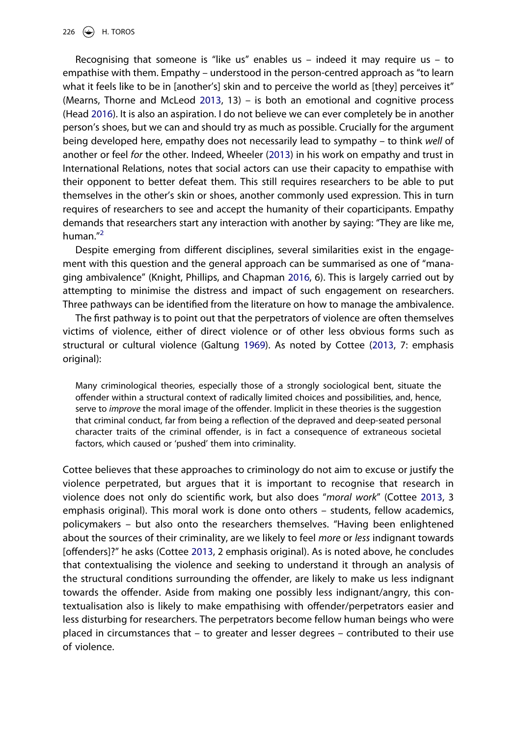Recognising that someone is "like us" enables us – indeed it may require us – to empathise with them. Empathy – understood in the person-centred approach as "to learn what it feels like to be in [another's] skin and to perceive the world as [they] perceives it" (Mearns, Thorne and McLeod 2013, 13) – is both an emotional and cognitive process (Head 2016). It is also an aspiration. I do not believe we can ever completely be in another person's shoes, but we can and should try as much as possible. Crucially for the argument being developed here, empathy does not necessarily lead to sympathy – to think *well* of another or feel *for* the other. Indeed, Wheeler (2013) in his work on empathy and trust in International Relations, notes that social actors can use their capacity to empathise with their opponent to better defeat them. This still requires researchers to be able to put themselves in the other's skin or shoes, another commonly used expression. This in turn requires of researchers to see and accept the humanity of their coparticipants. Empathy demands that researchers start any interaction with another by saying: "They are like me, human."[2]

Despite emerging from different disciplines, several similarities exist in the engagement with this question and the general approach can be summarised as one of "managing ambivalence" (Knight, Phillips, and Chapman 2016, 6). This is largely carried out by attempting to minimise the distress and impact of such engagement on researchers. Three pathways can be identified from the literature on how to manage the ambivalence.

The first pathway is to point out that the perpetrators of violence are often themselves victims of violence, either of direct violence or of other less obvious forms such as structural or cultural violence (Galtung 1969). As noted by Cottee (2013, 7: emphasis original):

> Many criminological theories, especially those of a strongly sociological bent, situate the offender within a structural context of radically limited choices and possibilities, and, hence, serve to *improve* the moral image of the offender. Implicit in these theories is the suggestion that criminal conduct, far from being a reflection of the depraved and deep-seated personal character traits of the criminal offender, is in fact a consequence of extraneous societal factors, which caused or 'pushed' them into criminality.

Cottee believes that these approaches to criminology do not aim to excuse or justify the violence perpetrated, but argues that it is important to recognise that research in violence does not only do scientific work, but also does "*moral work*" (Cottee 2013, 3 emphasis original). This moral work is done onto others – students, fellow academics, policymakers – but also onto the researchers themselves. "Having been enlightened about the sources of their criminality, are we likely to feel *more* or *less* indignant towards [offenders]?" he asks (Cottee 2013, 2 emphasis original). As is noted above, he concludes that contextualising the violence and seeking to understand it through an analysis of the structural conditions surrounding the offender, are likely to make us less indignant towards the offender. Aside from making one possibly less indignant/angry, this contextualisation also is likely to make empathising with offender/perpetrators easier and less disturbing for researchers. The perpetrators become fellow human beings who were placed in circumstances that – to greater and lesser degrees – contributed to their use of violence.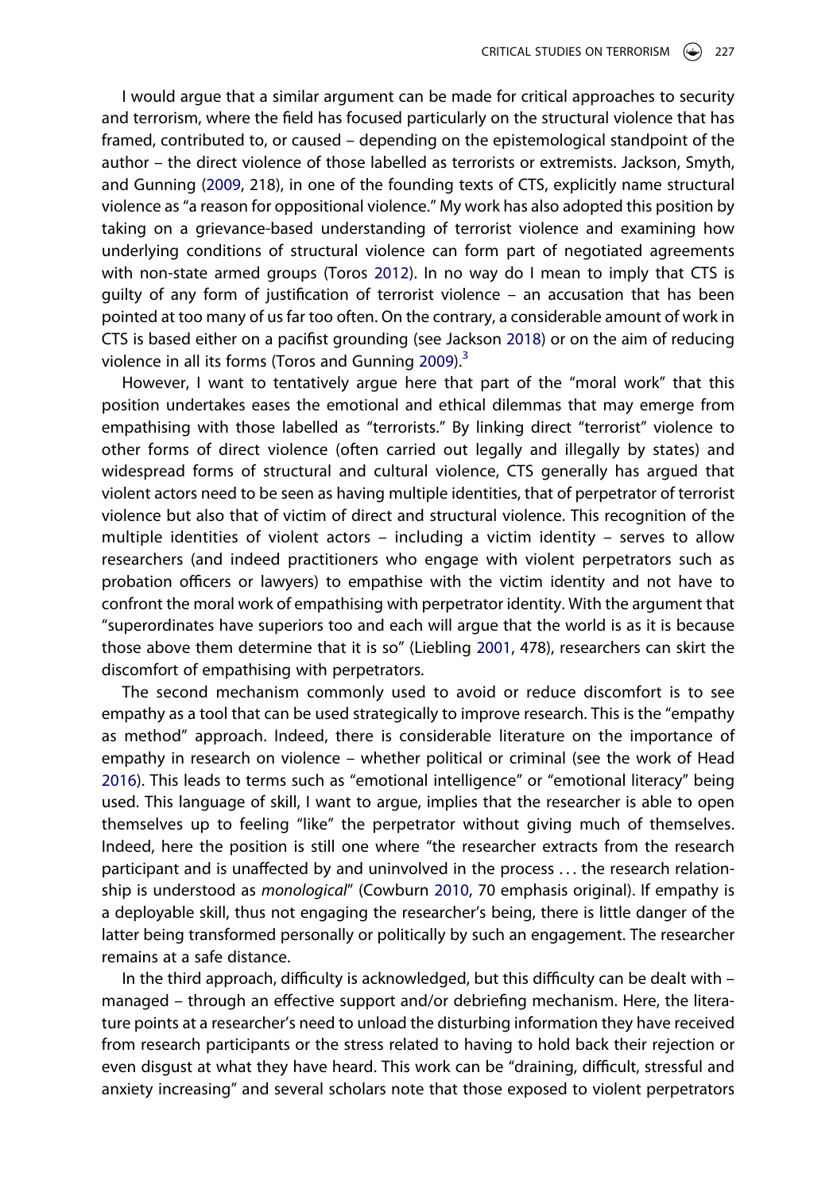I would argue that a similar argument can be made for critical approaches to security and terrorism, where the field has focused particularly on the structural violence that has framed, contributed to, or caused – depending on the epistemological standpoint of the author – the direct violence of those labelled as terrorists or extremists. Jackson, Smyth, and Gunning (2009, 218), in one of the founding texts of CTS, explicitly name structural violence as "a reason for oppositional violence." My work has also adopted this position by taking on a grievance-based understanding of terrorist violence and examining how underlying conditions of structural violence can form part of negotiated agreements with non-state armed groups (Toros 2012). In no way do I mean to imply that CTS is guilty of any form of justification of terrorist violence – an accusation that has been pointed at too many of us far too often. On the contrary, a considerable amount of work in CTS is based either on a pacifist grounding (see Jackson 2018) or on the aim of reducing violence in all its forms (Toros and Gunning 2009).[3]

However, I want to tentatively argue here that part of the "moral work" that this position undertakes eases the emotional and ethical dilemmas that may emerge from empathising with those labelled as "terrorists." By linking direct "terrorist" violence to other forms of direct violence (often carried out legally and illegally by states) and widespread forms of structural and cultural violence, CTS generally has argued that violent actors need to be seen as having multiple identities, that of perpetrator of terrorist violence but also that of victim of direct and structural violence. This recognition of the multiple identities of violent actors – including a victim identity – serves to allow researchers (and indeed practitioners who engage with violent perpetrators such as probation officers or lawyers) to empathise with the victim identity and not have to confront the moral work of empathising with perpetrator identity. With the argument that "superordinates have superiors too and each will argue that the world is as it is because those above them determine that it is so" (Liebling 2001, 478), researchers can skirt the discomfort of empathising with perpetrators.

The second mechanism commonly used to avoid or reduce discomfort is to see empathy as a tool that can be used strategically to improve research. This is the "empathy as method" approach. Indeed, there is considerable literature on the importance of empathy in research on violence – whether political or criminal (see the work of Head 2016). This leads to terms such as "emotional intelligence" or "emotional literacy" being used. This language of skill, I want to argue, implies that the researcher is able to open themselves up to feeling "like" the perpetrator without giving much of themselves. Indeed, here the position is still one where "the researcher extracts from the research participant and is unaffected by and uninvolved in the process . . . the research relationship is understood as *monological*" (Cowburn 2010, 70 emphasis original). If empathy is a deployable skill, thus not engaging the researcher's being, there is little danger of the latter being transformed personally or politically by such an engagement. The researcher remains at a safe distance.

In the third approach, difficulty is acknowledged, but this difficulty can be dealt with – managed – through an effective support and/or debriefing mechanism. Here, the literature points at a researcher's need to unload the disturbing information they have received from research participants or the stress related to having to hold back their rejection or even disgust at what they have heard. This work can be "draining, difficult, stressful and anxiety increasing" and several scholars note that those exposed to violent perpetrators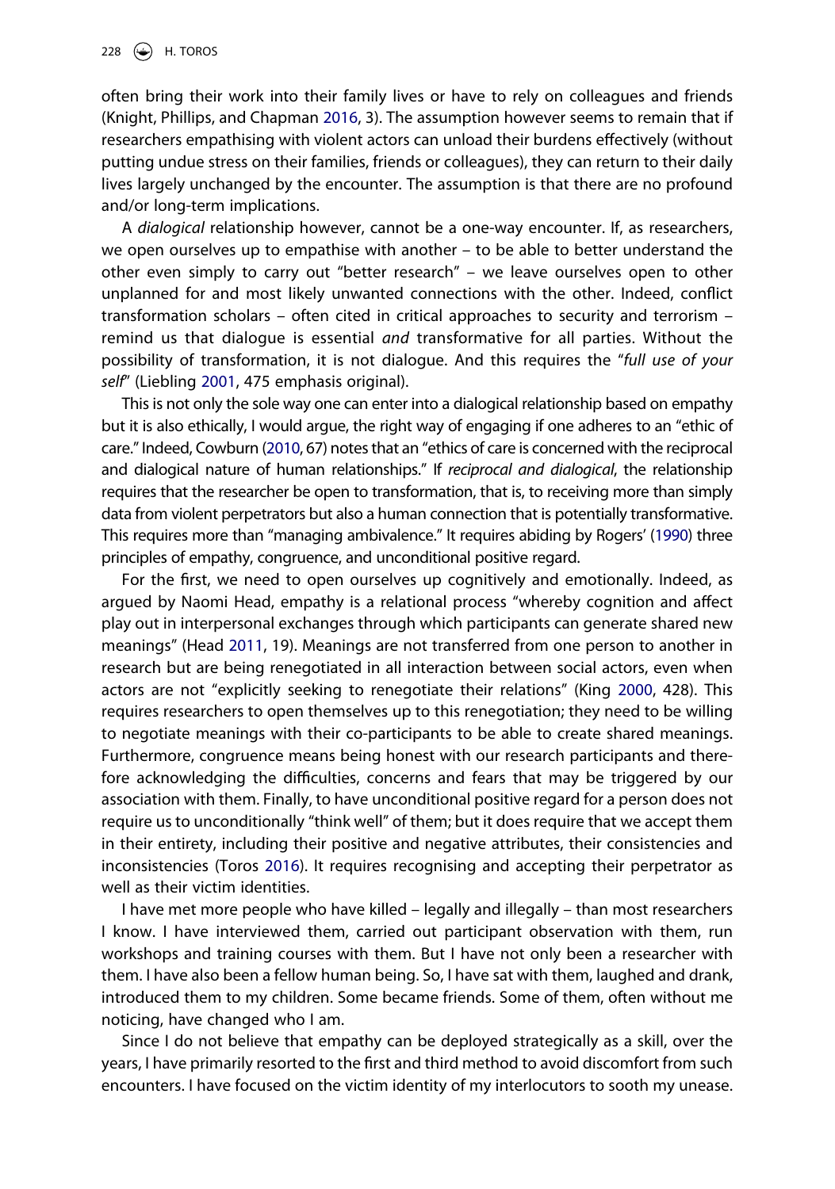often bring their work into their family lives or have to rely on colleagues and friends (Knight, Phillips, and Chapman 2016, 3). The assumption however seems to remain that if researchers empathising with violent actors can unload their burdens effectively (without putting undue stress on their families, friends or colleagues), they can return to their daily lives largely unchanged by the encounter. The assumption is that there are no profound and/or long-term implications.

A *dialogical* relationship however, cannot be a one-way encounter. If, as researchers, we open ourselves up to empathise with another – to be able to better understand the other even simply to carry out "better research" – we leave ourselves open to other unplanned for and most likely unwanted connections with the other. Indeed, conflict transformation scholars – often cited in critical approaches to security and terrorism – remind us that dialogue is essential *and* transformative for all parties. Without the possibility of transformation, it is not dialogue. And this requires the "*full use of your self*" (Liebling 2001, 475 emphasis original).

This is not only the sole way one can enter into a dialogical relationship based on empathy but it is also ethically, I would argue, the right way of engaging if one adheres to an "ethic of care." Indeed, Cowburn (2010, 67) notes that an "ethics of care is concerned with the reciprocal and dialogical nature of human relationships." If *reciprocal and dialogical*, the relationship requires that the researcher be open to transformation, that is, to receiving more than simply data from violent perpetrators but also a human connection that is potentially transformative. This requires more than "managing ambivalence." It requires abiding by Rogers' (1990) three principles of empathy, congruence, and unconditional positive regard.

For the first, we need to open ourselves up cognitively and emotionally. Indeed, as argued by Naomi Head, empathy is a relational process "whereby cognition and affect play out in interpersonal exchanges through which participants can generate shared new meanings" (Head 2011, 19). Meanings are not transferred from one person to another in research but are being renegotiated in all interaction between social actors, even when actors are not "explicitly seeking to renegotiate their relations" (King 2000, 428). This requires researchers to open themselves up to this renegotiation; they need to be willing to negotiate meanings with their co-participants to be able to create shared meanings. Furthermore, congruence means being honest with our research participants and therefore acknowledging the difficulties, concerns and fears that may be triggered by our association with them. Finally, to have unconditional positive regard for a person does not require us to unconditionally "think well" of them; but it does require that we accept them in their entirety, including their positive and negative attributes, their consistencies and inconsistencies (Toros 2016). It requires recognising and accepting their perpetrator as well as their victim identities.

I have met more people who have killed – legally and illegally – than most researchers I know. I have interviewed them, carried out participant observation with them, run workshops and training courses with them. But I have not only been a researcher with them. I have also been a fellow human being. So, I have sat with them, laughed and drank, introduced them to my children. Some became friends. Some of them, often without me noticing, have changed who I am.

Since I do not believe that empathy can be deployed strategically as a skill, over the years, I have primarily resorted to the first and third method to avoid discomfort from such encounters. I have focused on the victim identity of my interlocutors to sooth my unease.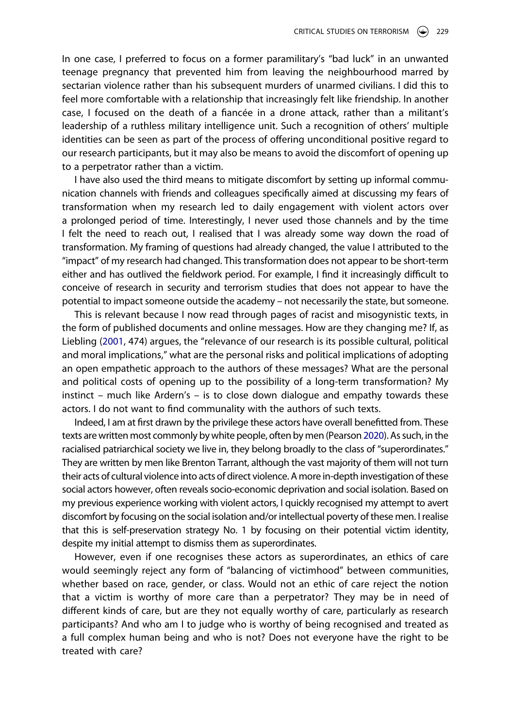In one case, I preferred to focus on a former paramilitary's "bad luck" in an unwanted teenage pregnancy that prevented him from leaving the neighbourhood marred by sectarian violence rather than his subsequent murders of unarmed civilians. I did this to feel more comfortable with a relationship that increasingly felt like friendship. In another case, I focused on the death of a fiancée in a drone attack, rather than a militant's leadership of a ruthless military intelligence unit. Such a recognition of others' multiple identities can be seen as part of the process of offering unconditional positive regard to our research participants, but it may also be means to avoid the discomfort of opening up to a perpetrator rather than a victim.

I have also used the third means to mitigate discomfort by setting up informal communication channels with friends and colleagues specifically aimed at discussing my fears of transformation when my research led to daily engagement with violent actors over a prolonged period of time. Interestingly, I never used those channels and by the time I felt the need to reach out, I realised that I was already some way down the road of transformation. My framing of questions had already changed, the value I attributed to the "impact" of my research had changed. This transformation does not appear to be short-term either and has outlived the fieldwork period. For example, I find it increasingly difficult to conceive of research in security and terrorism studies that does not appear to have the potential to impact someone outside the academy – not necessarily the state, but someone.

This is relevant because I now read through pages of racist and misogynistic texts, in the form of published documents and online messages. How are they changing me? If, as Liebling (2001, 474) argues, the "relevance of our research is its possible cultural, political and moral implications," what are the personal risks and political implications of adopting an open empathetic approach to the authors of these messages? What are the personal and political costs of opening up to the possibility of a long-term transformation? My instinct – much like Ardern's – is to close down dialogue and empathy towards these actors. I do not want to find communality with the authors of such texts.

Indeed, I am at first drawn by the privilege these actors have overall benefitted from. These texts are written most commonly by white people, often by men (Pearson 2020). As such, in the racialised patriarchical society we live in, they belong broadly to the class of "superordinates." They are written by men like Brenton Tarrant, although the vast majority of them will not turn their acts of cultural violence into acts of direct violence. A more in-depth investigation of these social actors however, often reveals socio-economic deprivation and social isolation. Based on my previous experience working with violent actors, I quickly recognised my attempt to avert discomfort by focusing on the social isolation and/or intellectual poverty of these men. I realise that this is self-preservation strategy No. 1 by focusing on their potential victim identity, despite my initial attempt to dismiss them as superordinates.

However, even if one recognises these actors as superordinates, an ethics of care would seemingly reject any form of "balancing of victimhood" between communities, whether based on race, gender, or class. Would not an ethic of care reject the notion that a victim is worthy of more care than a perpetrator? They may be in need of different kinds of care, but are they not equally worthy of care, particularly as research participants? And who am I to judge who is worthy of being recognised and treated as a full complex human being and who is not? Does not everyone have the right to be treated with care?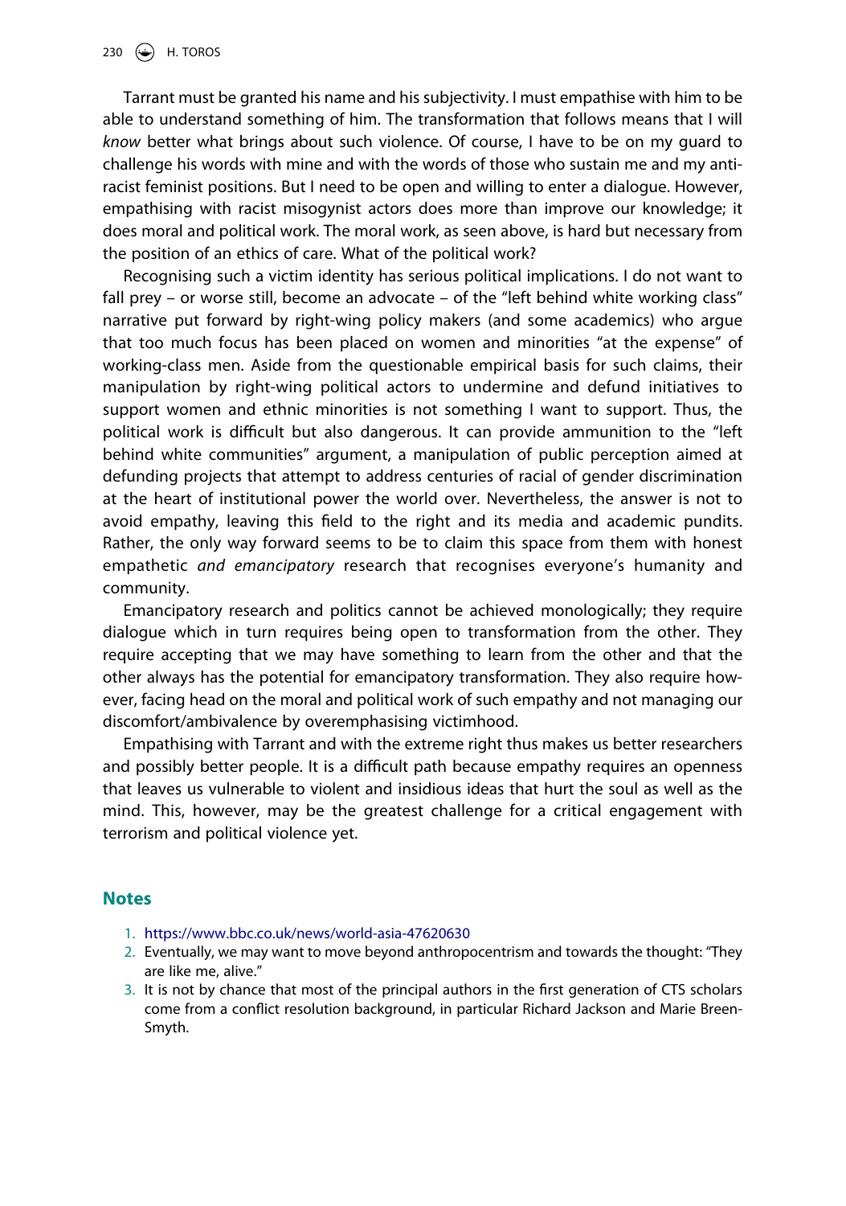Tarrant must be granted his name and his subjectivity. I must empathise with him to be able to understand something of him. The transformation that follows means that I will *know* better what brings about such violence. Of course, I have to be on my guard to challenge his words with mine and with the words of those who sustain me and my anti-racist feminist positions. But I need to be open and willing to enter a dialogue. However, empathising with racist misogynist actors does more than improve our knowledge; it does moral and political work. The moral work, as seen above, is hard but necessary from the position of an ethics of care. What of the political work?

Recognising such a victim identity has serious political implications. I do not want to fall prey – or worse still, become an advocate – of the "left behind white working class" narrative put forward by right-wing policy makers (and some academics) who argue that too much focus has been placed on women and minorities "at the expense" of working-class men. Aside from the questionable empirical basis for such claims, their manipulation by right-wing political actors to undermine and defund initiatives to support women and ethnic minorities is not something I want to support. Thus, the political work is difficult but also dangerous. It can provide ammunition to the "left behind white communities" argument, a manipulation of public perception aimed at defunding projects that attempt to address centuries of racial of gender discrimination at the heart of institutional power the world over. Nevertheless, the answer is not to avoid empathy, leaving this field to the right and its media and academic pundits. Rather, the only way forward seems to be to claim this space from them with honest empathetic *and emancipatory* research that recognises everyone's humanity and community.

Emancipatory research and politics cannot be achieved monologically; they require dialogue which in turn requires being open to transformation from the other. They require accepting that we may have something to learn from the other and that the other always has the potential for emancipatory transformation. They also require however, facing head on the moral and political work of such empathy and not managing our discomfort/ambivalence by overemphasising victimhood.

Empathising with Tarrant and with the extreme right thus makes us better researchers and possibly better people. It is a difficult path because empathy requires an openness that leaves us vulnerable to violent and insidious ideas that hurt the soul as well as the mind. This, however, may be the greatest challenge for a critical engagement with terrorism and political violence yet.

## Notes

1. https://www.bbc.co.uk/news/world-asia-47620630
2. Eventually, we may want to move beyond anthropocentrism and towards the thought: "They are like me, alive."
3. It is not by chance that most of the principal authors in the first generation of CTS scholars come from a conflict resolution background, in particular Richard Jackson and Marie Breen-Smyth.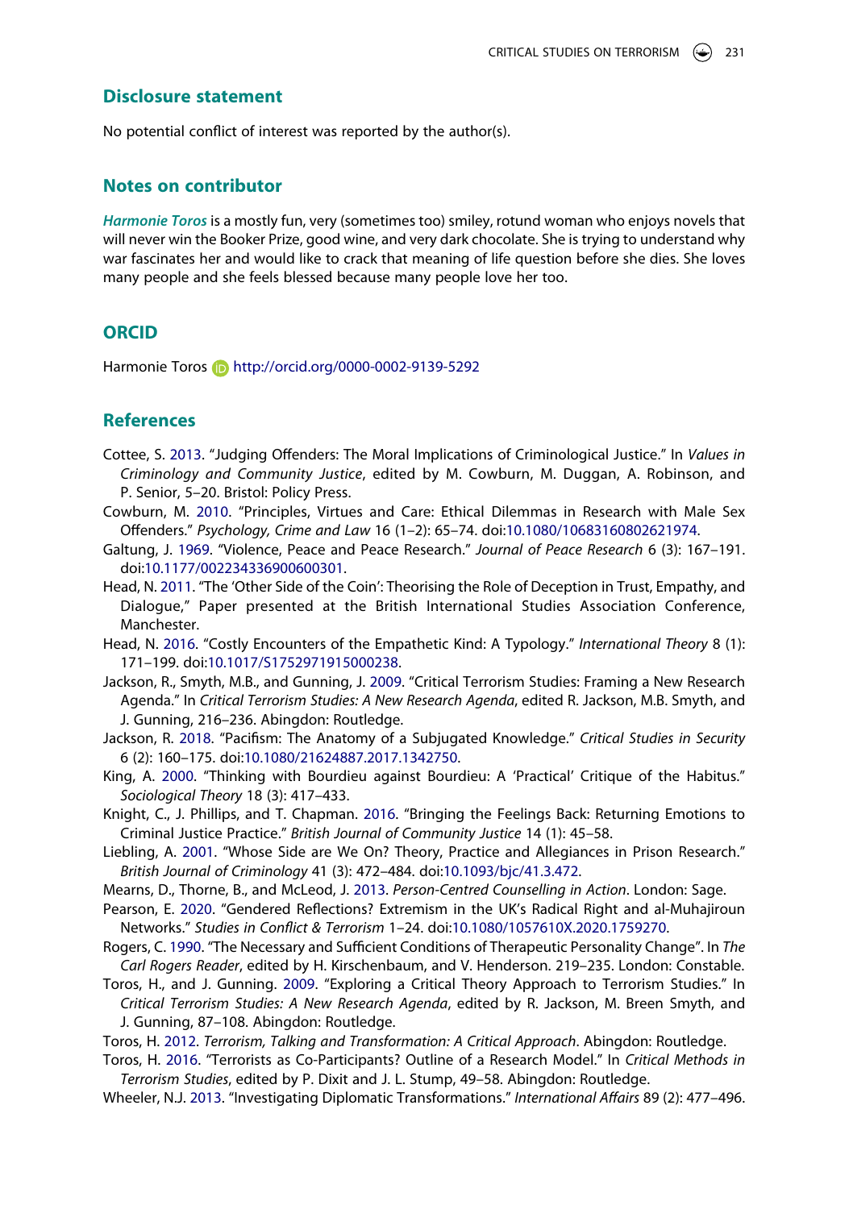## Disclosure statement

No potential conflict of interest was reported by the author(s).

## Notes on contributor

***Harmonie Toros*** is a mostly fun, very (sometimes too) smiley, rotund woman who enjoys novels that will never win the Booker Prize, good wine, and very dark chocolate. She is trying to understand why war fascinates her and would like to crack that meaning of life question before she dies. She loves many people and she feels blessed because many people love her too.

## ORCID

Harmonie Toros http://orcid.org/0000-0002-9139-5292

## References

Cottee, S. 2013. "Judging Offenders: The Moral Implications of Criminological Justice." In *Values in Criminology and Community Justice*, edited by M. Cowburn, M. Duggan, A. Robinson, and P. Senior, 5–20. Bristol: Policy Press.

Cowburn, M. 2010. "Principles, Virtues and Care: Ethical Dilemmas in Research with Male Sex Offenders." *Psychology, Crime and Law* 16 (1–2): 65–74. doi:10.1080/10683160802621974.

Galtung, J. 1969. "Violence, Peace and Peace Research." *Journal of Peace Research* 6 (3): 167–191. doi:10.1177/002234336900600301.

Head, N. 2011. "The 'Other Side of the Coin': Theorising the Role of Deception in Trust, Empathy, and Dialogue," Paper presented at the British International Studies Association Conference, Manchester.

Head, N. 2016. "Costly Encounters of the Empathetic Kind: A Typology." *International Theory* 8 (1): 171–199. doi:10.1017/S1752971915000238.

Jackson, R., Smyth, M.B., and Gunning, J. 2009. "Critical Terrorism Studies: Framing a New Research Agenda." In *Critical Terrorism Studies: A New Research Agenda*, edited R. Jackson, M.B. Smyth, and J. Gunning, 216–236. Abingdon: Routledge.

Jackson, R. 2018. "Pacifism: The Anatomy of a Subjugated Knowledge." *Critical Studies in Security* 6 (2): 160–175. doi:10.1080/21624887.2017.1342750.

King, A. 2000. "Thinking with Bourdieu against Bourdieu: A 'Practical' Critique of the Habitus." *Sociological Theory* 18 (3): 417–433.

Knight, C., J. Phillips, and T. Chapman. 2016. "Bringing the Feelings Back: Returning Emotions to Criminal Justice Practice." *British Journal of Community Justice* 14 (1): 45–58.

Liebling, A. 2001. "Whose Side are We On? Theory, Practice and Allegiances in Prison Research." *British Journal of Criminology* 41 (3): 472–484. doi:10.1093/bjc/41.3.472.

Mearns, D., Thorne, B., and McLeod, J. 2013. *Person-Centred Counselling in Action*. London: Sage.

Pearson, E. 2020. "Gendered Reflections? Extremism in the UK's Radical Right and al-Muhajiroun Networks." *Studies in Conflict & Terrorism* 1–24. doi:10.1080/1057610X.2020.1759270.

Rogers, C. 1990. "The Necessary and Sufficient Conditions of Therapeutic Personality Change". In *The Carl Rogers Reader*, edited by H. Kirschenbaum, and V. Henderson. 219–235. London: Constable.

Toros, H., and J. Gunning. 2009. "Exploring a Critical Theory Approach to Terrorism Studies." In *Critical Terrorism Studies: A New Research Agenda*, edited by R. Jackson, M. Breen Smyth, and J. Gunning, 87–108. Abingdon: Routledge.

Toros, H. 2012. *Terrorism, Talking and Transformation: A Critical Approach*. Abingdon: Routledge.

Toros, H. 2016. "Terrorists as Co-Participants? Outline of a Research Model." In *Critical Methods in Terrorism Studies*, edited by P. Dixit and J. L. Stump, 49–58. Abingdon: Routledge.

Wheeler, N.J. 2013. "Investigating Diplomatic Transformations." *International Affairs* 89 (2): 477–496.